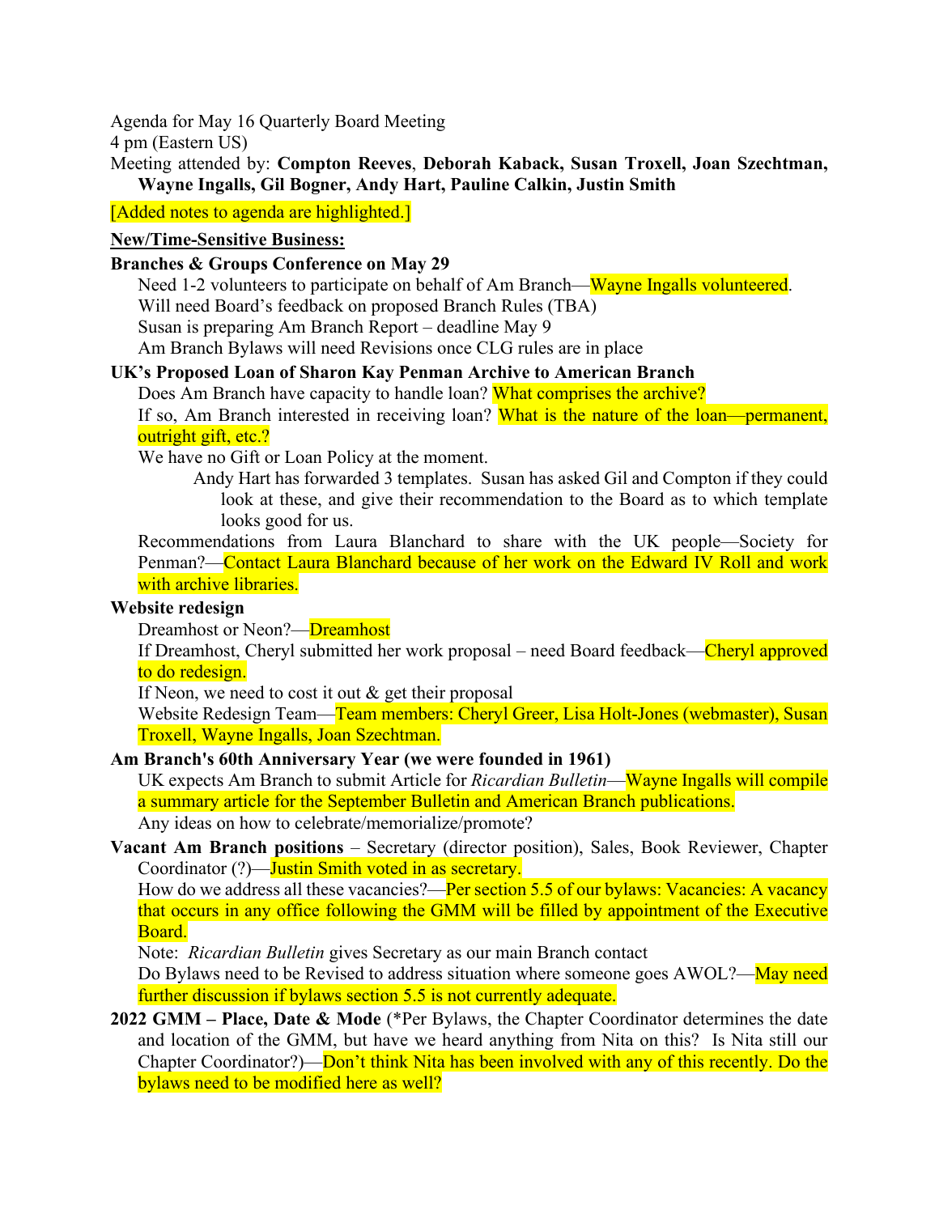Agenda for May 16 Quarterly Board Meeting

4 pm (Eastern US)

Meeting attended by: **Compton Reeves**, **Deborah Kaback, Susan Troxell, Joan Szechtman, Wayne Ingalls, Gil Bogner, Andy Hart, Pauline Calkin, Justin Smith**

[Added notes to agenda are highlighted.]

**New/Time-Sensitive Business:**

**Branches & Groups Conference on May 29**

- Need 1-2 volunteers to participate on behalf of Am Branch—Wayne Ingalls volunteered.
- Will need Board's feedback on proposed Branch Rules (TBA)
- Susan is preparing Am Branch Report – deadline May 9
- Am Branch Bylaws will need Revisions once CLG rules are in place

**UK's Proposed Loan of Sharon Kay Penman Archive to American Branch**

- Does Am Branch have capacity to handle loan? What comprises the archive?
- If so, Am Branch interested in receiving loan? What is the nature of the loan—permanent, outright gift, etc.?
- We have no Gift or Loan Policy at the moment.
  - Andy Hart has forwarded 3 templates. Susan has asked Gil and Compton if they could look at these, and give their recommendation to the Board as to which template looks good for us.
- Recommendations from Laura Blanchard to share with the UK people—Society for Penman?—Contact Laura Blanchard because of her work on the Edward IV Roll and work with archive libraries.

**Website redesign**

- Dreamhost or Neon?—Dreamhost
- If Dreamhost, Cheryl submitted her work proposal – need Board feedback—Cheryl approved to do redesign.
- If Neon, we need to cost it out & get their proposal
- Website Redesign Team—Team members: Cheryl Greer, Lisa Holt-Jones (webmaster), Susan Troxell, Wayne Ingalls, Joan Szechtman.

**Am Branch's 60th Anniversary Year (we were founded in 1961)**

- UK expects Am Branch to submit Article for *Ricardian Bulletin*—Wayne Ingalls will compile a summary article for the September Bulletin and American Branch publications.
- Any ideas on how to celebrate/memorialize/promote?

**Vacant Am Branch positions** – Secretary (director position), Sales, Book Reviewer, Chapter Coordinator (?)—Justin Smith voted in as secretary.

- How do we address all these vacancies?—Per section 5.5 of our bylaws: Vacancies: A vacancy that occurs in any office following the GMM will be filled by appointment of the Executive Board.
- Note: *Ricardian Bulletin* gives Secretary as our main Branch contact
- Do Bylaws need to be Revised to address situation where someone goes AWOL?—May need further discussion if bylaws section 5.5 is not currently adequate.

**2022 GMM – Place, Date & Mode** (*Per Bylaws, the Chapter Coordinator determines the date and location of the GMM, but have we heard anything from Nita on this? Is Nita still our Chapter Coordinator?)—Don't think Nita has been involved with any of this recently. Do the bylaws need to be modified here as well?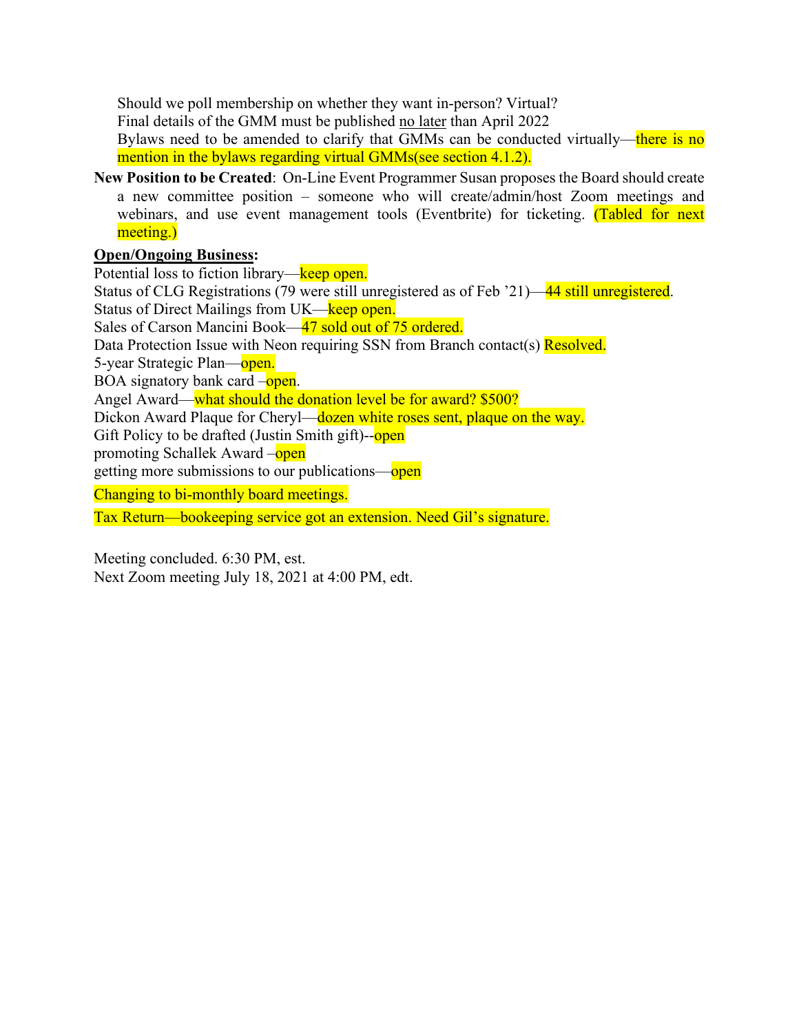Should we poll membership on whether they want in-person? Virtual?
Final details of the GMM must be published no later than April 2022
Bylaws need to be amended to clarify that GMMs can be conducted virtually—there is no mention in the bylaws regarding virtual GMMs(see section 4.1.2).

**New Position to be Created**: On-Line Event Programmer Susan proposes the Board should create a new committee position – someone who will create/admin/host Zoom meetings and webinars, and use event management tools (Eventbrite) for ticketing. (Tabled for next meeting.)

**Open/Ongoing Business:**

Potential loss to fiction library—keep open.
Status of CLG Registrations (79 were still unregistered as of Feb '21)—44 still unregistered.
Status of Direct Mailings from UK—keep open.
Sales of Carson Mancini Book—47 sold out of 75 ordered.
Data Protection Issue with Neon requiring SSN from Branch contact(s) Resolved.
5-year Strategic Plan—open.
BOA signatory bank card –open.
Angel Award—what should the donation level be for award? $500?
Dickon Award Plaque for Cheryl—dozen white roses sent, plaque on the way.
Gift Policy to be drafted (Justin Smith gift)--open
promoting Schallek Award –open
getting more submissions to our publications—open

Changing to bi-monthly board meetings.

Tax Return—bookeeping service got an extension. Need Gil's signature.

Meeting concluded. 6:30 PM, est.
Next Zoom meeting July 18, 2021 at 4:00 PM, edt.